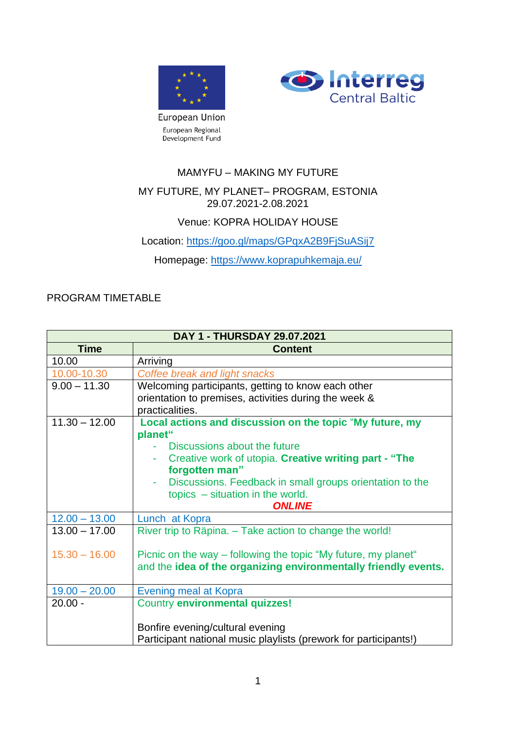European Union

European Regional Development Fund

Interreg Central Baltic

MAMYFU – MAKING MY FUTURE

MY FUTURE, MY PLANET– PROGRAM, ESTONIA
29.07.2021-2.08.2021

Venue: KOPRA HOLIDAY HOUSE

Location: https://goo.gl/maps/GPqxA2B9FjSuASij7

Homepage: https://www.koprapuhkemaja.eu/

PROGRAM TIMETABLE

| DAY 1 - THURSDAY 29.07.2021 | |
|---|---|
| **Time** | **Content** |
| 10.00 | Arriving |
| 10.00-10.30 | *Coffee break and light snacks* |
| 9.00 – 11.30 | Welcoming participants, getting to know each other orientation to premises, activities during the week & practicalities. |
| 11.30 – 12.00 | **Local actions and discussion on the topic** "**My future, my planet**" <br> - Discussions about the future <br> - Creative work of utopia. **Creative writing part - "The forgotten man"** <br> - Discussions. Feedback in small groups orientation to the topics – situation in the world. <br> ***ONLINE*** |
| 12.00 – 13.00 | Lunch at Kopra |
| 13.00 – 17.00 <br><br> 15.30 – 16.00 | River trip to Räpina. – Take action to change the world! <br><br> Picnic on the way – following the topic "My future, my planet" and the **idea of the organizing environmentally friendly events.** |
| 19.00 – 20.00 | Evening meal at Kopra |
| 20.00 - | Country **environmental quizzes!** <br><br> Bonfire evening/cultural evening <br> Participant national music playlists (prework for participants!) |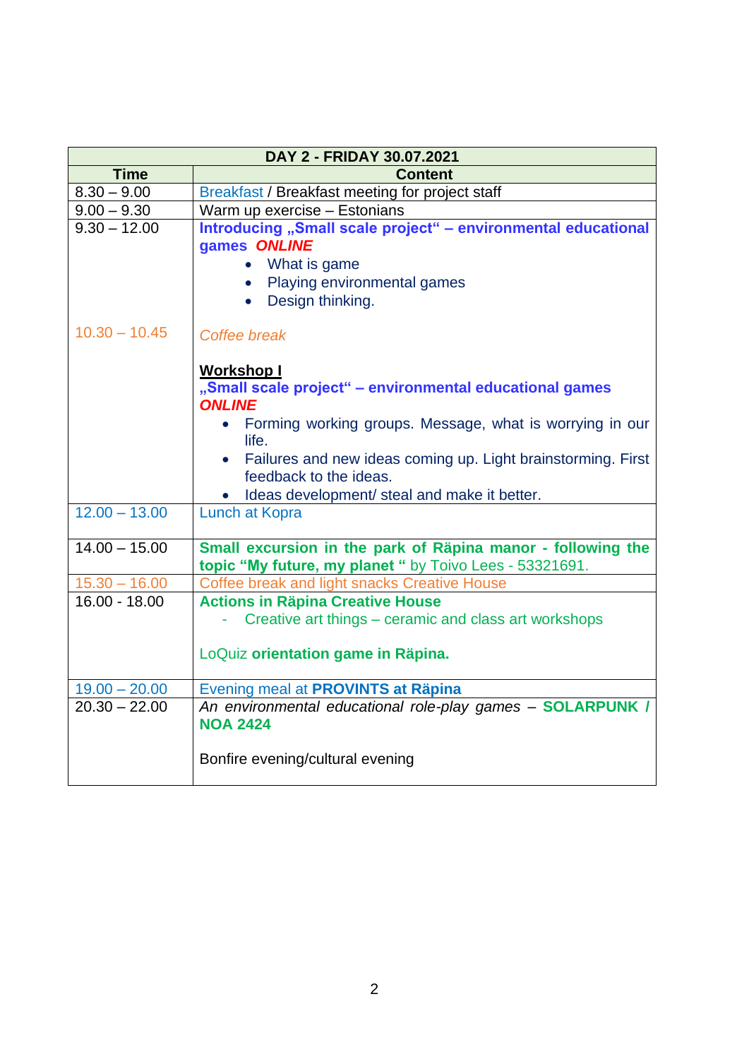| DAY 2 - FRIDAY 30.07.2021 | |
|---|---|
| **Time** | **Content** |
| 8.30 – 9.00 | Breakfast / Breakfast meeting for project staff |
| 9.00 – 9.30 | Warm up exercise – Estonians |
| 9.30 – 12.00<br><br>10.30 – 10.45 | **Introducing „Small scale project" – environmental educational games** ***ONLINE***<br>• What is game<br>• Playing environmental games<br>• Design thinking.<br><br>*Coffee break*<br><br>**Workshop I**<br>**„Small scale project" – environmental educational games** ***ONLINE***<br>• Forming working groups. Message, what is worrying in our life.<br>• Failures and new ideas coming up. Light brainstorming. First feedback to the ideas.<br>• Ideas development/ steal and make it better. |
| 12.00 – 13.00 | Lunch at Kopra |
| 14.00 – 15.00 | **Small excursion in the park of Räpina manor - following the topic "My future, my planet "** by Toivo Lees - 53321691. |
| 15.30 – 16.00 | Coffee break and light snacks Creative House |
| 16.00 - 18.00 | **Actions in Räpina Creative House**<br>- Creative art things – ceramic and class art workshops<br><br>LoQuiz **orientation game in Räpina.** |
| 19.00 – 20.00 | Evening meal at **PROVINTS at Räpina** |
| 20.30 – 22.00 | *An environmental educational role-play games* – **SOLARPUNK / NOA 2424**<br><br>Bonfire evening/cultural evening |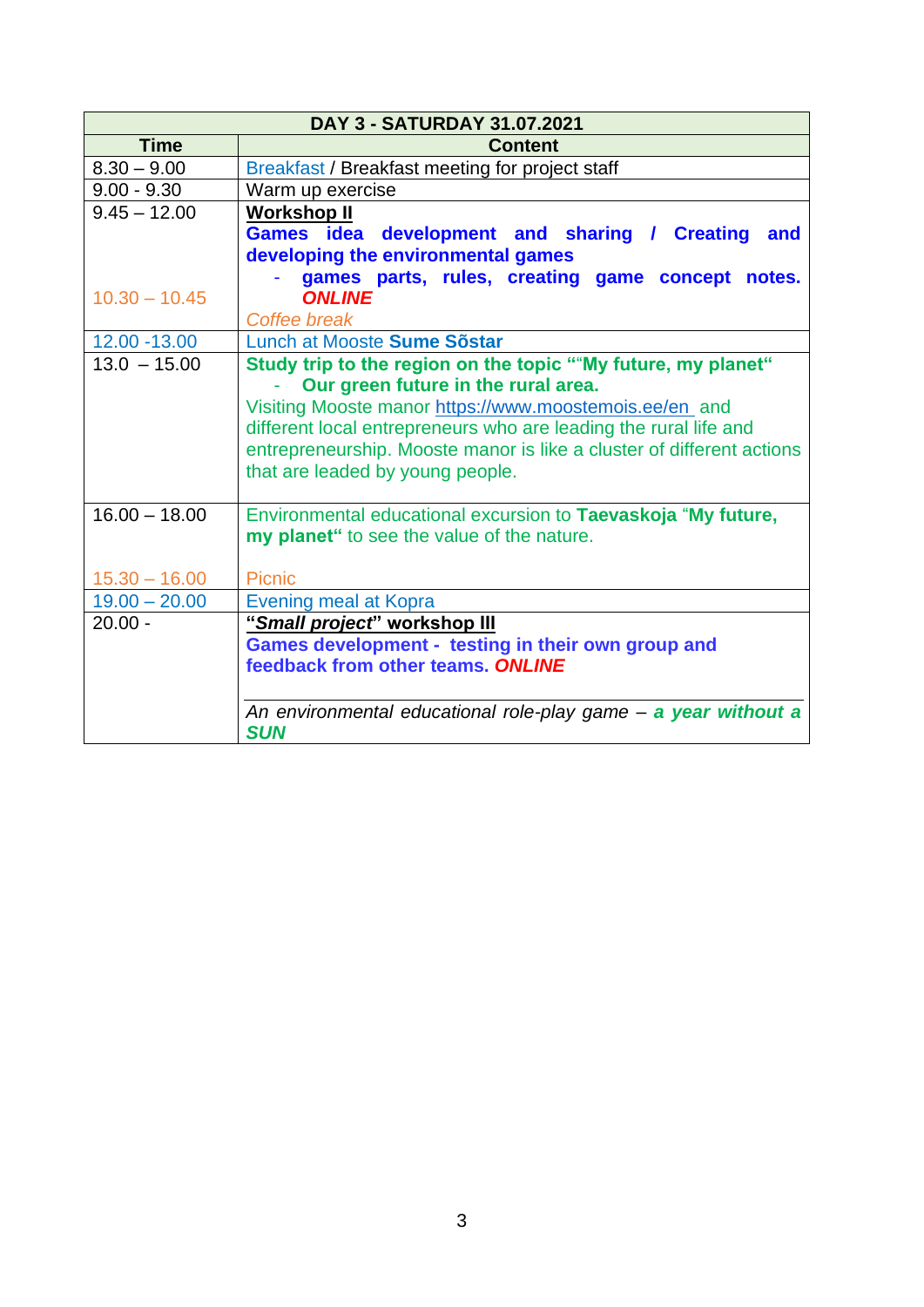| DAY 3 - SATURDAY 31.07.2021 | |
|---|---|
| **Time** | **Content** |
| 8.30 – 9.00 | Breakfast / Breakfast meeting for project staff |
| 9.00 - 9.30 | Warm up exercise |
| 9.45 – 12.00<br><br>10.30 – 10.45 | **Workshop II**<br>**Games idea development and sharing / Creating and developing the environmental games**<br>- **games parts, rules, creating game concept notes. *ONLINE***<br>*Coffee break* |
| 12.00 -13.00 | Lunch at Mooste **Sume Sõstar** |
| 13.0 – 15.00 | **Study trip to the region on the topic ""My future, my planet"**<br>- **Our green future in the rural area.**<br>Visiting Mooste manor https://www.moostemois.ee/en and different local entrepreneurs who are leading the rural life and entrepreneurship. Mooste manor is like a cluster of different actions that are leaded by young people. |
| 16.00 – 18.00<br><br>15.30 – 16.00 | Environmental educational excursion to **Taevaskoja** "**My future, my planet"** to see the value of the nature.<br><br>Picnic |
| 19.00 – 20.00 | Evening meal at Kopra |
| 20.00 - | **"*Small project*" workshop III**<br>**Games development - testing in their own group and feedback from other teams. *ONLINE***<br><br>*An environmental educational role-play game –* ***a year without a SUN*** |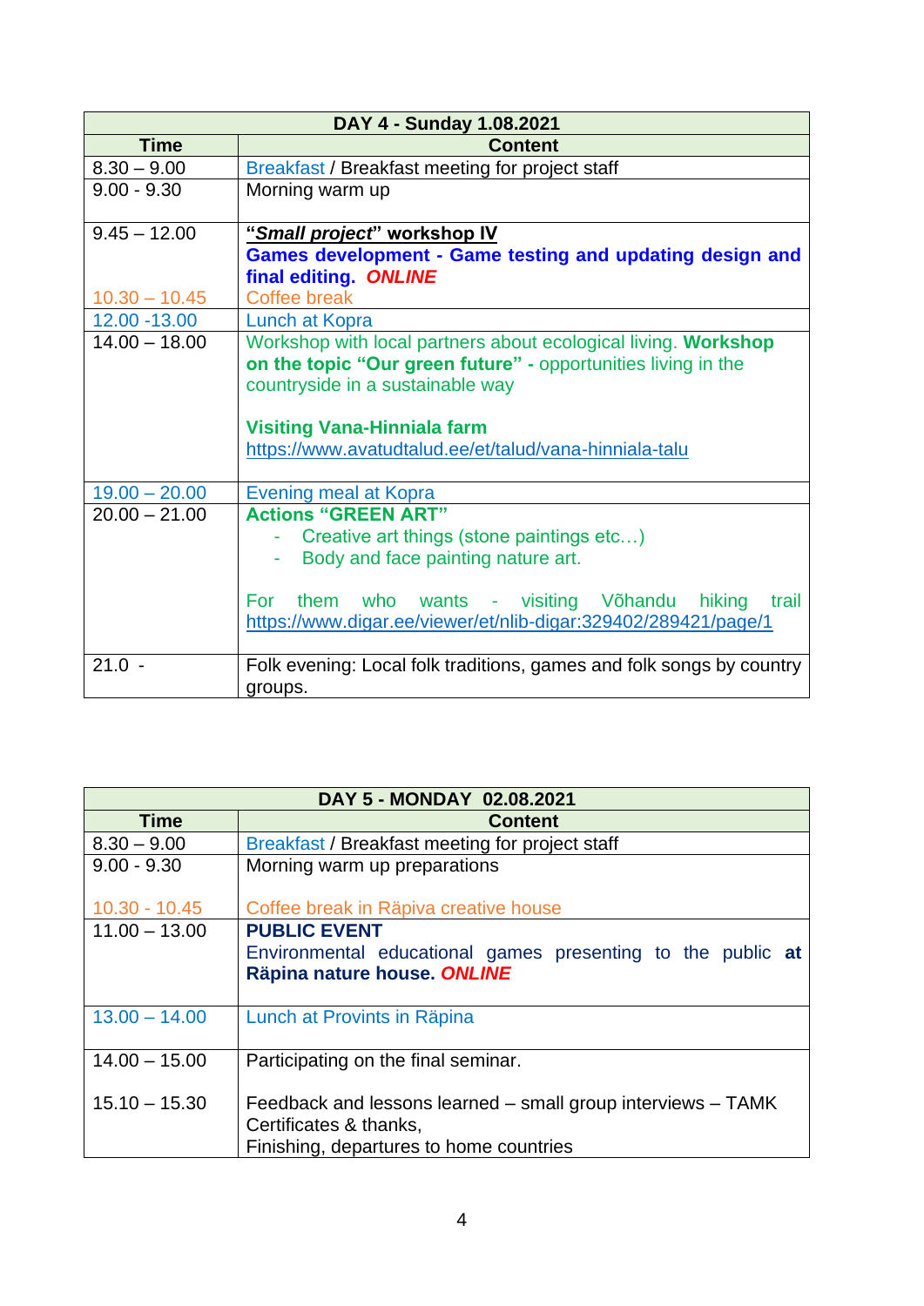| DAY 4 - Sunday 1.08.2021 | |
|---|---|
| **Time** | **Content** |
| 8.30 – 9.00 | Breakfast / Breakfast meeting for project staff |
| 9.00 - 9.30 | Morning warm up |
| 9.45 – 12.00<br><br>10.30 – 10.45 | **"*Small project*" workshop IV**<br>**Games development - Game testing and updating design and final editing.** ***ONLINE***<br>Coffee break |
| 12.00 -13.00 | Lunch at Kopra |
| 14.00 – 18.00 | Workshop with local partners about ecological living. **Workshop on the topic "Our green future" -** opportunities living in the countryside in a sustainable way<br><br>**Visiting Vana-Hinniala farm**<br>https://www.avatudtalud.ee/et/talud/vana-hinniala-talu |
| 19.00 – 20.00 | Evening meal at Kopra |
| 20.00 – 21.00 | **Actions "GREEN ART"**<br>- Creative art things (stone paintings etc…)<br>- Body and face painting nature art.<br><br>For them who wants - visiting Võhandu hiking trail https://www.digar.ee/viewer/et/nlib-digar:329402/289421/page/1 |
| 21.0 - | Folk evening: Local folk traditions, games and folk songs by country groups. |

| DAY 5 - MONDAY 02.08.2021 | |
|---|---|
| **Time** | **Content** |
| 8.30 – 9.00 | Breakfast / Breakfast meeting for project staff |
| 9.00 - 9.30<br><br>10.30 - 10.45 | Morning warm up preparations<br><br>Coffee break in Räpiva creative house |
| 11.00 – 13.00 | **PUBLIC EVENT**<br>Environmental educational games presenting to the public **at Räpina nature house.** ***ONLINE*** |
| 13.00 – 14.00 | Lunch at Provints in Räpina |
| 14.00 – 15.00<br><br>15.10 – 15.30 | Participating on the final seminar.<br><br>Feedback and lessons learned – small group interviews – TAMK<br>Certificates & thanks,<br>Finishing, departures to home countries |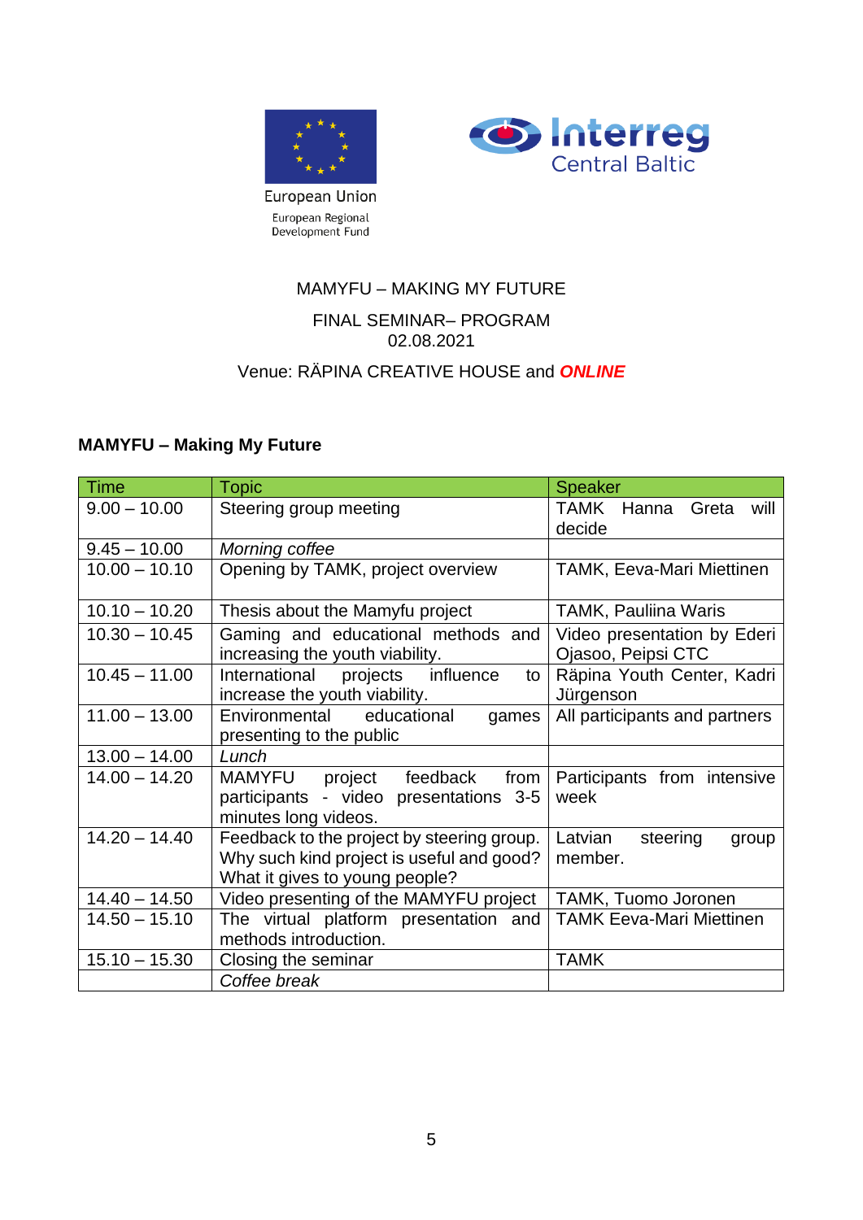European Union
European Regional Development Fund

Interreg Central Baltic

MAMYFU – MAKING MY FUTURE

FINAL SEMINAR– PROGRAM
02.08.2021

Venue: RÄPINA CREATIVE HOUSE and ***ONLINE***

**MAMYFU – Making My Future**

| Time | Topic | Speaker |
|---|---|---|
| 9.00 – 10.00 | Steering group meeting | TAMK Hanna Greta will decide |
| 9.45 – 10.00 | *Morning coffee* | |
| 10.00 – 10.10 | Opening by TAMK, project overview | TAMK, Eeva-Mari Miettinen |
| 10.10 – 10.20 | Thesis about the Mamyfu project | TAMK, Pauliina Waris |
| 10.30 – 10.45 | Gaming and educational methods and increasing the youth viability. | Video presentation by Ederi Ojasoo, Peipsi CTC |
| 10.45 – 11.00 | International projects influence to increase the youth viability. | Räpina Youth Center, Kadri Jürgenson |
| 11.00 – 13.00 | Environmental educational games presenting to the public | All participants and partners |
| 13.00 – 14.00 | *Lunch* | |
| 14.00 – 14.20 | MAMYFU project feedback from participants - video presentations 3-5 minutes long videos. | Participants from intensive week |
| 14.20 – 14.40 | Feedback to the project by steering group. Why such kind project is useful and good? What it gives to young people? | Latvian steering group member. |
| 14.40 – 14.50 | Video presenting of the MAMYFU project | TAMK, Tuomo Joronen |
| 14.50 – 15.10 | The virtual platform presentation and methods introduction. | TAMK Eeva-Mari Miettinen |
| 15.10 – 15.30 | Closing the seminar | TAMK |
| | *Coffee break* | |